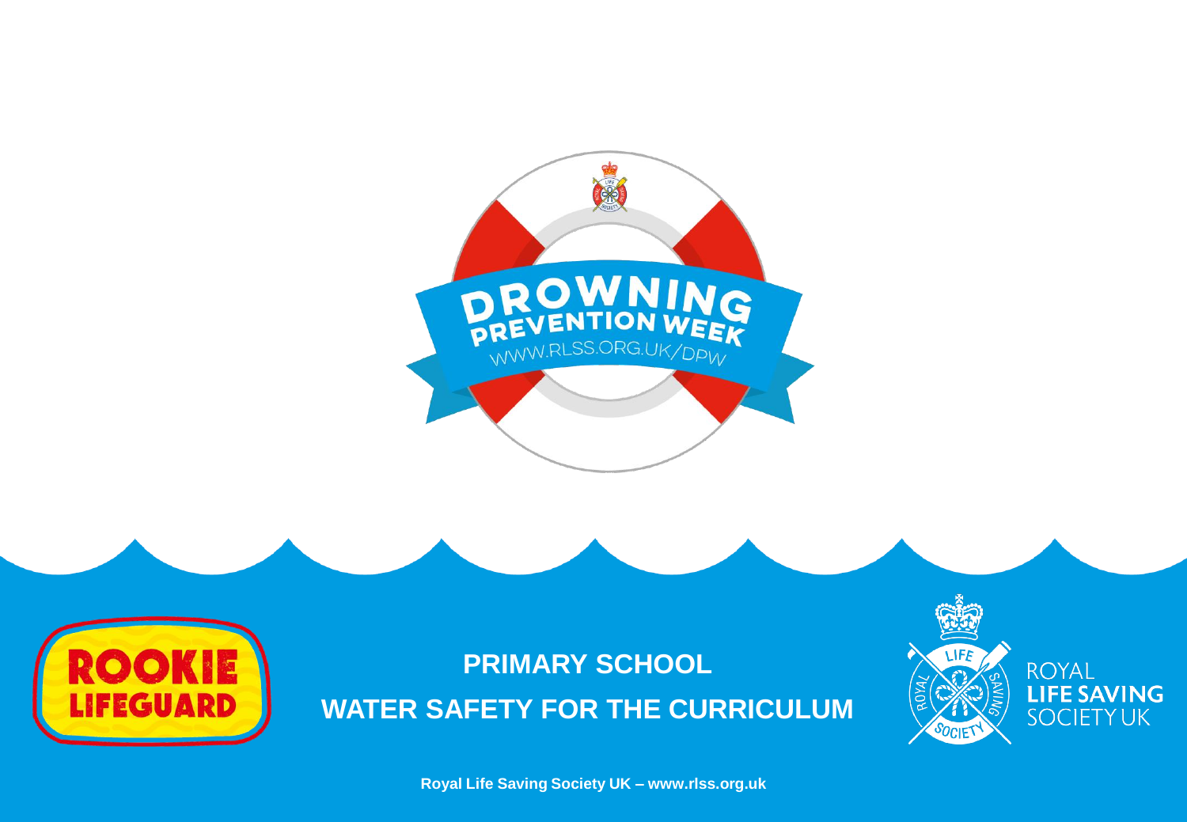DROWNING PREVENTION WEEK

WWW.RLSS.ORG.UK/DPW

ROOKIE LIFEGUARD

# PRIMARY SCHOOL

# WATER SAFETY FOR THE CURRICULUM

ROYAL LIFE SAVING SOCIETY UK

**Royal Life Saving Society UK – www.rlss.org.uk**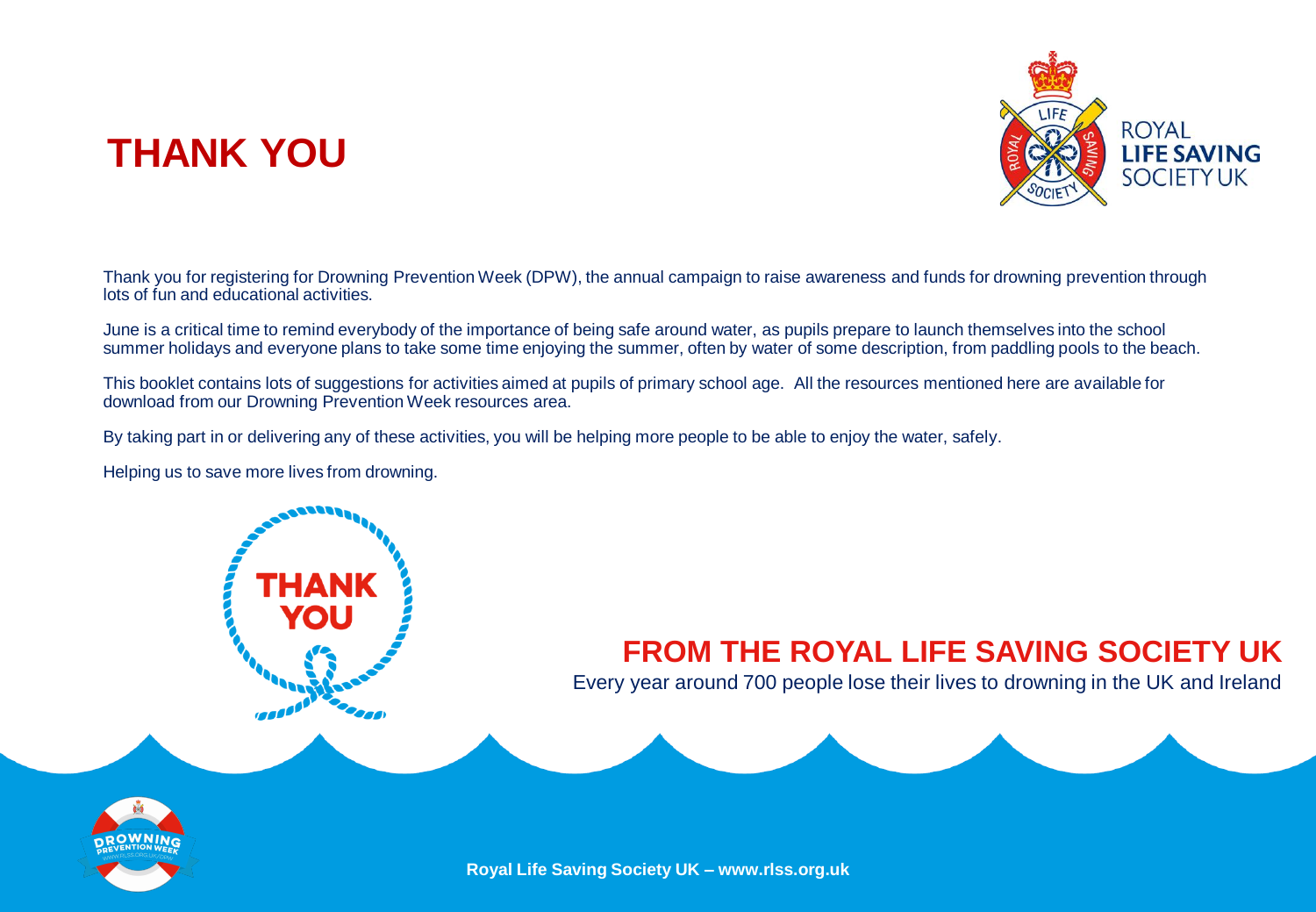# THANK YOU

Thank you for registering for Drowning Prevention Week (DPW), the annual campaign to raise awareness and funds for drowning prevention through lots of fun and educational activities.

June is a critical time to remind everybody of the importance of being safe around water, as pupils prepare to launch themselves into the school summer holidays and everyone plans to take some time enjoying the summer, often by water of some description, from paddling pools to the beach.

This booklet contains lots of suggestions for activities aimed at pupils of primary school age. All the resources mentioned here are available for download from our Drowning Prevention Week resources area.

By taking part in or delivering any of these activities, you will be helping more people to be able to enjoy the water, safely.

Helping us to save more lives from drowning.

## FROM THE ROYAL LIFE SAVING SOCIETY UK

Every year around 700 people lose their lives to drowning in the UK and Ireland

**Royal Life Saving Society UK – www.rlss.org.uk**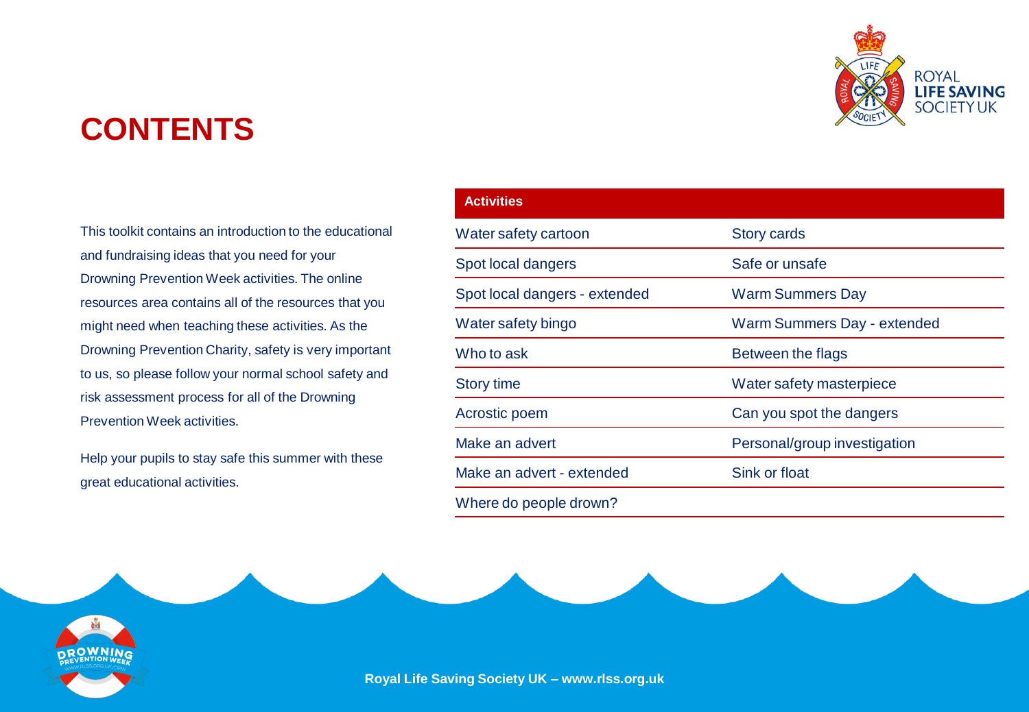# CONTENTS

This toolkit contains an introduction to the educational and fundraising ideas that you need for your Drowning Prevention Week activities. The online resources area contains all of the resources that you might need when teaching these activities. As the Drowning Prevention Charity, safety is very important to us, so please follow your normal school safety and risk assessment process for all of the Drowning Prevention Week activities.

Help your pupils to stay safe this summer with these great educational activities.

| Activities | |
|---|---|
| Water safety cartoon | Story cards |
| Spot local dangers | Safe or unsafe |
| Spot local dangers - extended | Warm Summers Day |
| Water safety bingo | Warm Summers Day - extended |
| Who to ask | Between the flags |
| Story time | Water safety masterpiece |
| Acrostic poem | Can you spot the dangers |
| Make an advert | Personal/group investigation |
| Make an advert - extended | Sink or float |
| Where do people drown? | |

Royal Life Saving Society UK – www.rlss.org.uk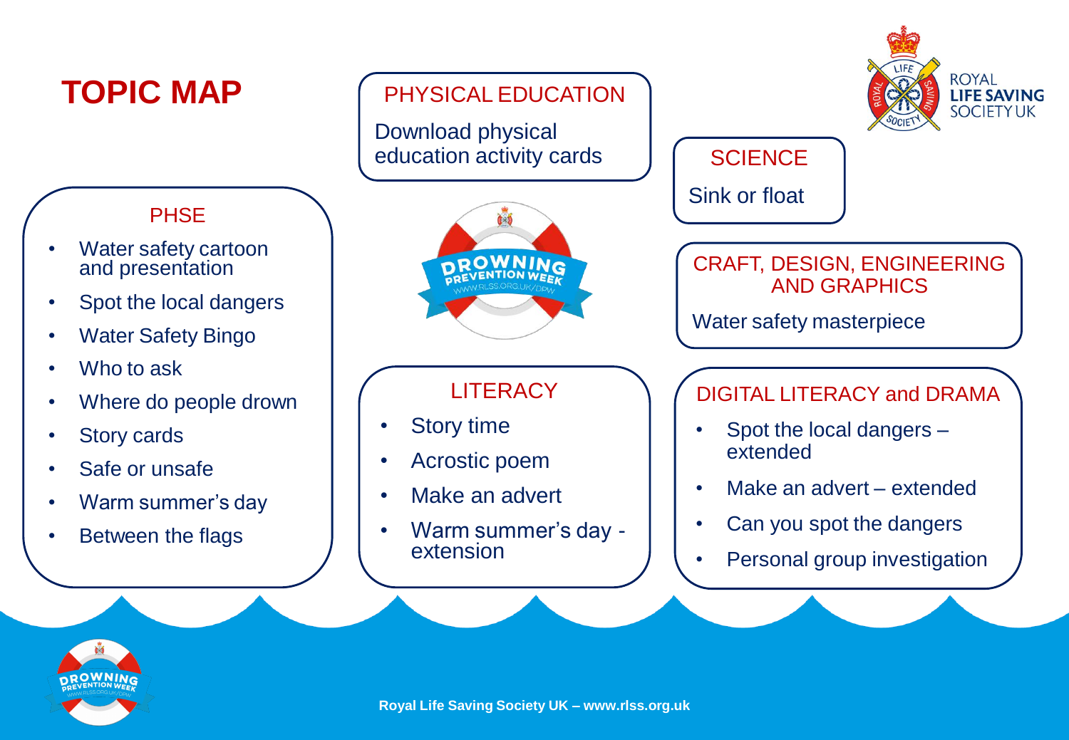# TOPIC MAP

## PHYSICAL EDUCATION

Download physical education activity cards

## SCIENCE

Sink or float

## PHSE

- Water safety cartoon and presentation
- Spot the local dangers
- Water Safety Bingo
- Who to ask
- Where do people drown
- Story cards
- Safe or unsafe
- Warm summer's day
- Between the flags

## CRAFT, DESIGN, ENGINEERING AND GRAPHICS

Water safety masterpiece

## LITERACY

- Story time
- Acrostic poem
- Make an advert
- Warm summer's day - extension

## DIGITAL LITERACY and DRAMA

- Spot the local dangers – extended
- Make an advert – extended
- Can you spot the dangers
- Personal group investigation

Royal Life Saving Society UK – www.rlss.org.uk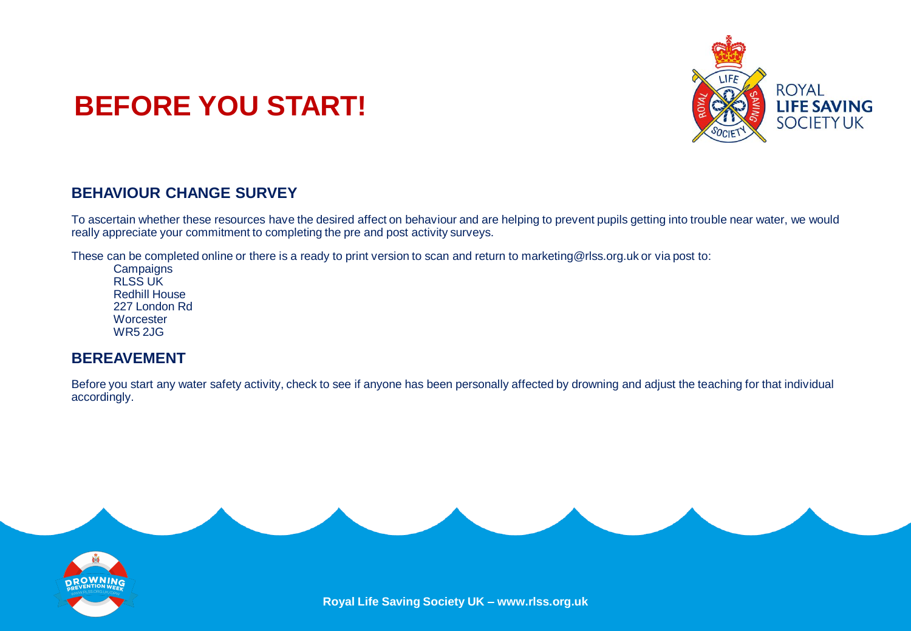# BEFORE YOU START!

## BEHAVIOUR CHANGE SURVEY

To ascertain whether these resources have the desired affect on behaviour and are helping to prevent pupils getting into trouble near water, we would really appreciate your commitment to completing the pre and post activity surveys.

These can be completed online or there is a ready to print version to scan and return to marketing@rlss.org.uk or via post to:

Campaigns
RLSS UK
Redhill House
227 London Rd
Worcester
WR5 2JG

## BEREAVEMENT

Before you start any water safety activity, check to see if anyone has been personally affected by drowning and adjust the teaching for that individual accordingly.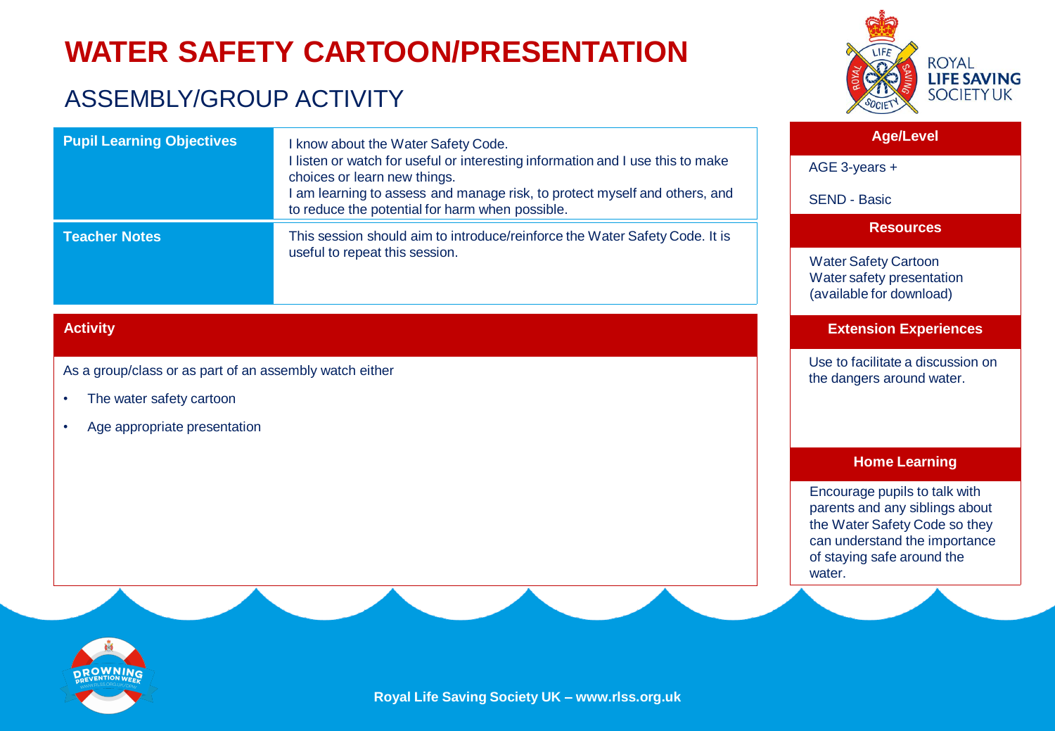# WATER SAFETY CARTOON/PRESENTATION

## ASSEMBLY/GROUP ACTIVITY

| | |
|---|---|
| **Pupil Learning Objectives** | I know about the Water Safety Code.<br>I listen or watch for useful or interesting information and I use this to make choices or learn new things.<br>I am learning to assess and manage risk, to protect myself and others, and to reduce the potential for harm when possible. |
| **Teacher Notes** | This session should aim to introduce/reinforce the Water Safety Code. It is useful to repeat this session. |

### Activity

As a group/class or as part of an assembly watch either

- The water safety cartoon
- Age appropriate presentation

### Age/Level

AGE 3-years +

SEND - Basic

### Resources

Water Safety Cartoon
Water safety presentation (available for download)

### Extension Experiences

Use to facilitate a discussion on the dangers around water.

### Home Learning

Encourage pupils to talk with parents and any siblings about the Water Safety Code so they can understand the importance of staying safe around the water.

Royal Life Saving Society UK – www.rlss.org.uk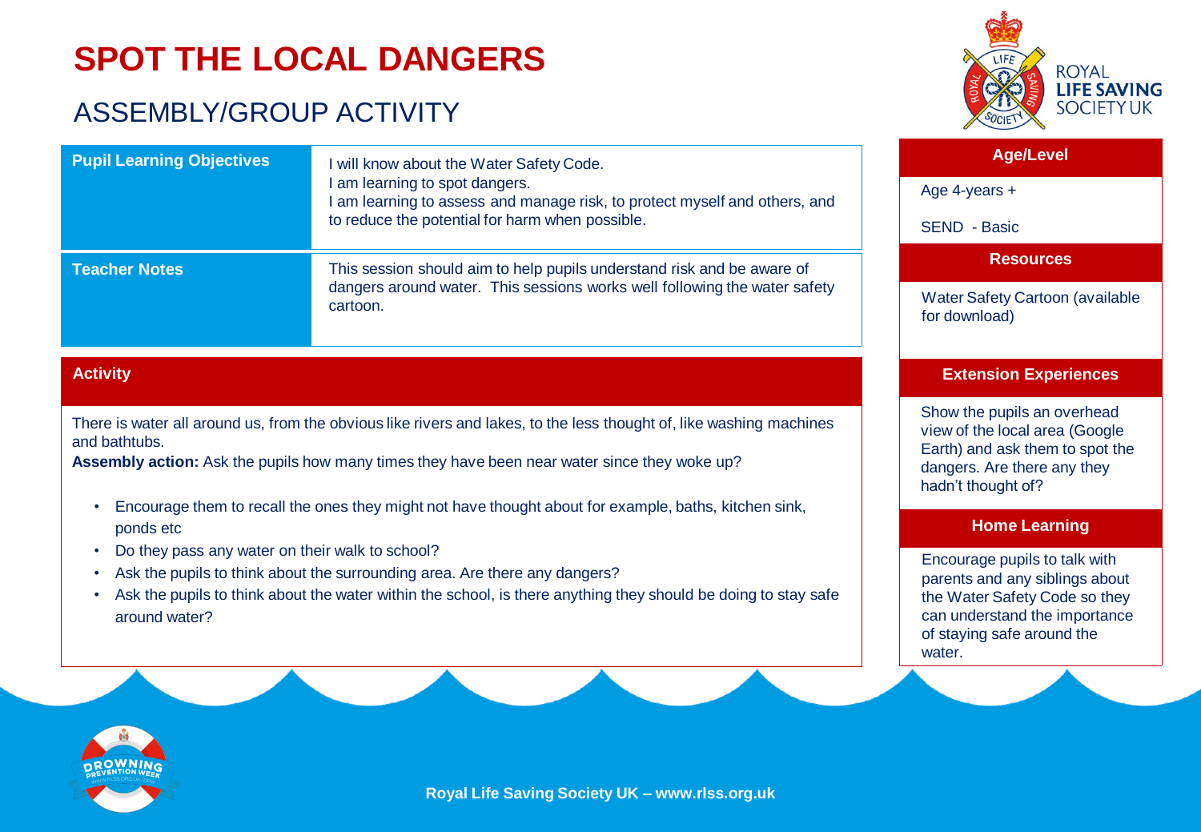# SPOT THE LOCAL DANGERS

## ASSEMBLY/GROUP ACTIVITY

| | |
|---|---|
| **Pupil Learning Objectives** | I will know about the Water Safety Code.<br>I am learning to spot dangers.<br>I am learning to assess and manage risk, to protect myself and others, and to reduce the potential for harm when possible. |
| **Teacher Notes** | This session should aim to help pupils understand risk and be aware of dangers around water. This sessions works well following the water safety cartoon. |

### Activity

There is water all around us, from the obvious like rivers and lakes, to the less thought of, like washing machines and bathtubs.

**Assembly action:** Ask the pupils how many times they have been near water since they woke up?

- Encourage them to recall the ones they might not have thought about for example, baths, kitchen sink, ponds etc
- Do they pass any water on their walk to school?
- Ask the pupils to think about the surrounding area. Are there any dangers?
- Ask the pupils to think about the water within the school, is there anything they should be doing to stay safe around water?

### Age/Level

Age 4-years +

SEND - Basic

### Resources

Water Safety Cartoon (available for download)

### Extension Experiences

Show the pupils an overhead view of the local area (Google Earth) and ask them to spot the dangers. Are there any they hadn't thought of?

### Home Learning

Encourage pupils to talk with parents and any siblings about the Water Safety Code so they can understand the importance of staying safe around the water.

Royal Life Saving Society UK – www.rlss.org.uk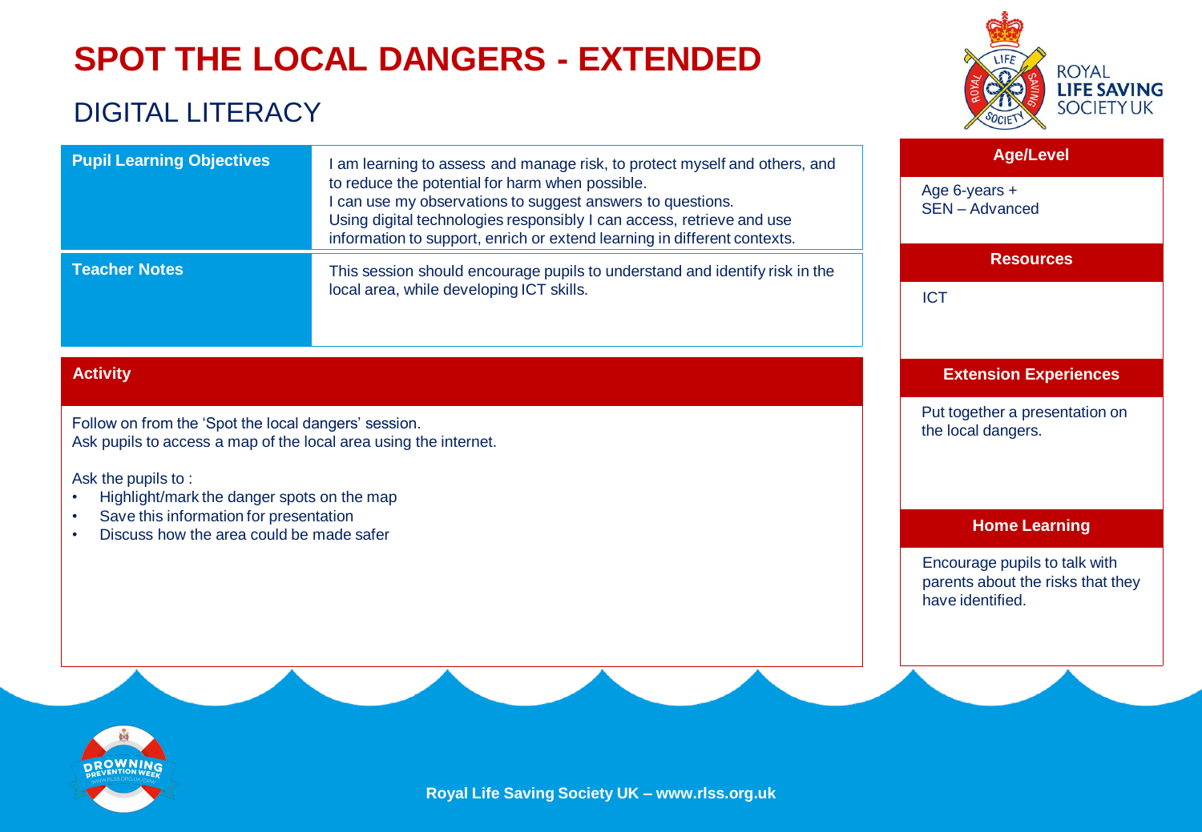# SPOT THE LOCAL DANGERS - EXTENDED

## DIGITAL LITERACY

| | |
|---|---|
| **Pupil Learning Objectives** | I am learning to assess and manage risk, to protect myself and others, and to reduce the potential for harm when possible.<br>I can use my observations to suggest answers to questions.<br>Using digital technologies responsibly I can access, retrieve and use information to support, enrich or extend learning in different contexts. |
| **Teacher Notes** | This session should encourage pupils to understand and identify risk in the local area, while developing ICT skills. |

### Activity

Follow on from the 'Spot the local dangers' session.
Ask pupils to access a map of the local area using the internet.

Ask the pupils to :

- Highlight/mark the danger spots on the map
- Save this information for presentation
- Discuss how the area could be made safer

### Age/Level

Age 6-years +
SEN – Advanced

### Resources

ICT

### Extension Experiences

Put together a presentation on the local dangers.

### Home Learning

Encourage pupils to talk with parents about the risks that they have identified.

Royal Life Saving Society UK – www.rlss.org.uk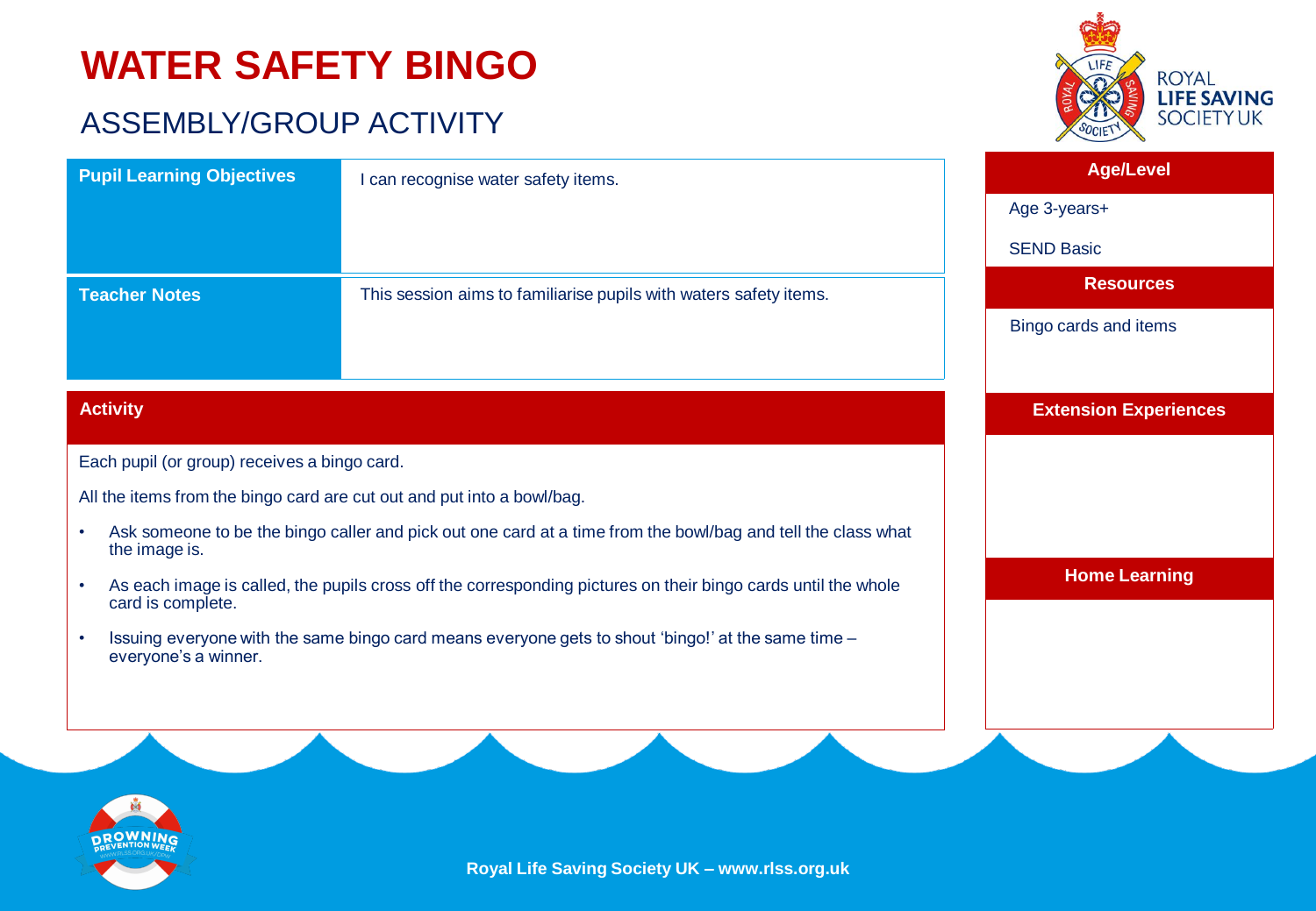# WATER SAFETY BINGO

## ASSEMBLY/GROUP ACTIVITY

| | |
|---|---|
| **Pupil Learning Objectives** | I can recognise water safety items. |
| **Teacher Notes** | This session aims to familiarise pupils with waters safety items. |

### Activity

Each pupil (or group) receives a bingo card.

All the items from the bingo card are cut out and put into a bowl/bag.

- Ask someone to be the bingo caller and pick out one card at a time from the bowl/bag and tell the class what the image is.
- As each image is called, the pupils cross off the corresponding pictures on their bingo cards until the whole card is complete.
- Issuing everyone with the same bingo card means everyone gets to shout 'bingo!' at the same time – everyone's a winner.

### Age/Level

Age 3-years+

SEND Basic

### Resources

Bingo cards and items

### Extension Experiences

### Home Learning

Royal Life Saving Society UK – www.rlss.org.uk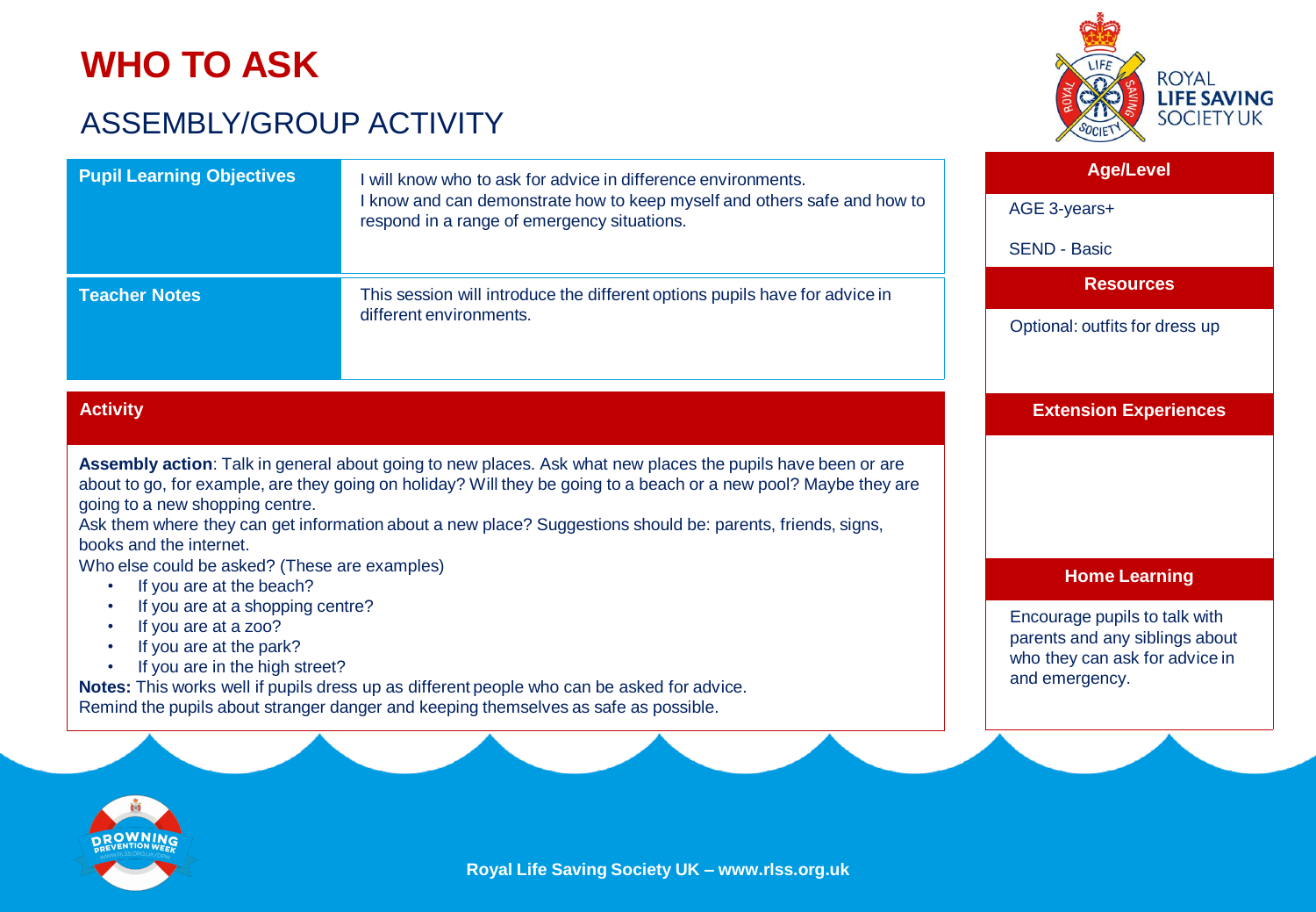# WHO TO ASK

## ASSEMBLY/GROUP ACTIVITY

| Pupil Learning Objectives | I will know who to ask for advice in difference environments. I know and can demonstrate how to keep myself and others safe and how to respond in a range of emergency situations. |
| --- | --- |
| **Teacher Notes** | This session will introduce the different options pupils have for advice in different environments. |

### Activity

**Assembly action**: Talk in general about going to new places. Ask what new places the pupils have been or are about to go, for example, are they going on holiday? Will they be going to a beach or a new pool? Maybe they are going to a new shopping centre.

Ask them where they can get information about a new place? Suggestions should be: parents, friends, signs, books and the internet.

Who else could be asked? (These are examples)

- If you are at the beach?
- If you are at a shopping centre?
- If you are at a zoo?
- If you are at the park?
- If you are in the high street?

**Notes:** This works well if pupils dress up as different people who can be asked for advice.
Remind the pupils about stranger danger and keeping themselves as safe as possible.

### Age/Level

AGE 3-years+

SEND - Basic

### Resources

Optional: outfits for dress up

### Extension Experiences

### Home Learning

Encourage pupils to talk with parents and any siblings about who they can ask for advice in and emergency.

Royal Life Saving Society UK – www.rlss.org.uk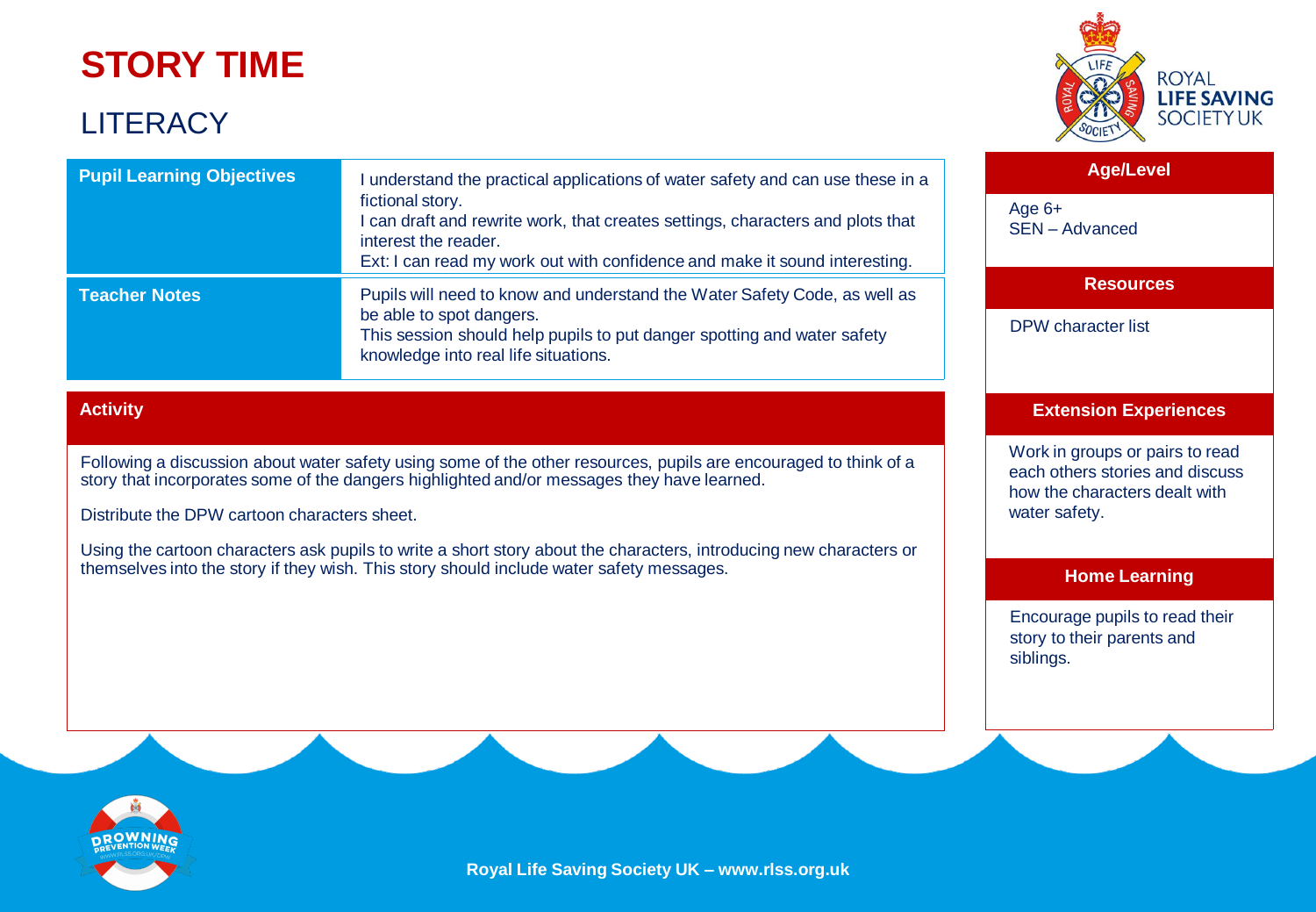# STORY TIME

## LITERACY

| | |
|---|---|
| **Pupil Learning Objectives** | I understand the practical applications of water safety and can use these in a fictional story.<br>I can draft and rewrite work, that creates settings, characters and plots that interest the reader.<br>Ext: I can read my work out with confidence and make it sound interesting. |
| **Teacher Notes** | Pupils will need to know and understand the Water Safety Code, as well as be able to spot dangers.<br>This session should help pupils to put danger spotting and water safety knowledge into real life situations. |

### Activity

Following a discussion about water safety using some of the other resources, pupils are encouraged to think of a story that incorporates some of the dangers highlighted and/or messages they have learned.

Distribute the DPW cartoon characters sheet.

Using the cartoon characters ask pupils to write a short story about the characters, introducing new characters or themselves into the story if they wish. This story should include water safety messages.

### Age/Level

Age 6+
SEN – Advanced

### Resources

DPW character list

### Extension Experiences

Work in groups or pairs to read each others stories and discuss how the characters dealt with water safety.

### Home Learning

Encourage pupils to read their story to their parents and siblings.

Royal Life Saving Society UK – www.rlss.org.uk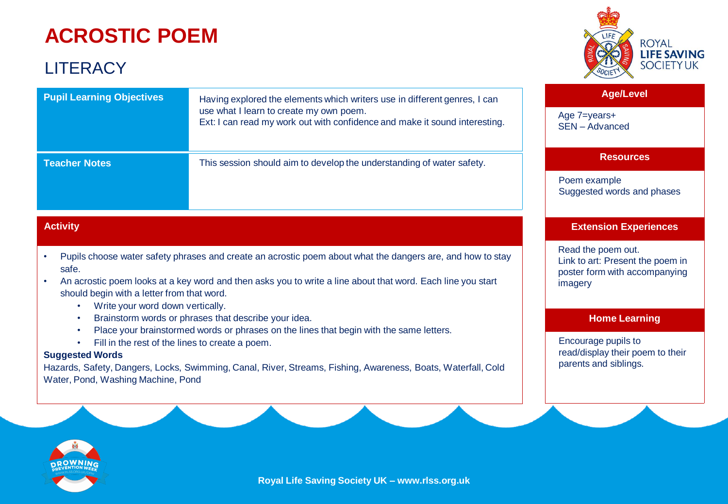# ACROSTIC POEM

## LITERACY

| Pupil Learning Objectives | Having explored the elements which writers use in different genres, I can use what I learn to create my own poem.<br>Ext: I can read my work out with confidence and make it sound interesting. |
| --- | --- |
| Teacher Notes | This session should aim to develop the understanding of water safety. |

### Activity

- Pupils choose water safety phrases and create an acrostic poem about what the dangers are, and how to stay safe.
- An acrostic poem looks at a key word and then asks you to write a line about that word. Each line you start should begin with a letter from that word.
  - Write your word down vertically.
  - Brainstorm words or phrases that describe your idea.
  - Place your brainstormed words or phrases on the lines that begin with the same letters.
  - Fill in the rest of the lines to create a poem.

**Suggested Words**

Hazards, Safety, Dangers, Locks, Swimming, Canal, River, Streams, Fishing, Awareness, Boats, Waterfall, Cold Water, Pond, Washing Machine, Pond

### Age/Level

Age 7=years+
SEN – Advanced

### Resources

Poem example
Suggested words and phases

### Extension Experiences

Read the poem out.
Link to art: Present the poem in poster form with accompanying imagery

### Home Learning

Encourage pupils to read/display their poem to their parents and siblings.

Royal Life Saving Society UK – www.rlss.org.uk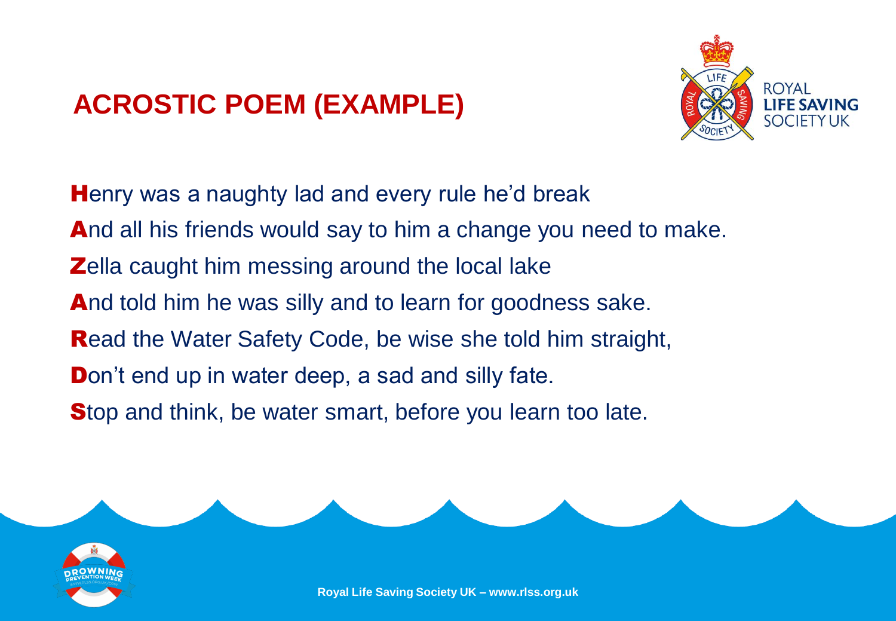# ACROSTIC POEM (EXAMPLE)

**H**enry was a naughty lad and every rule he'd break
**A**nd all his friends would say to him a change you need to make.
**Z**ella caught him messing around the local lake
**A**nd told him he was silly and to learn for goodness sake.
**R**ead the Water Safety Code, be wise she told him straight,
**D**on't end up in water deep, a sad and silly fate.
**S**top and think, be water smart, before you learn too late.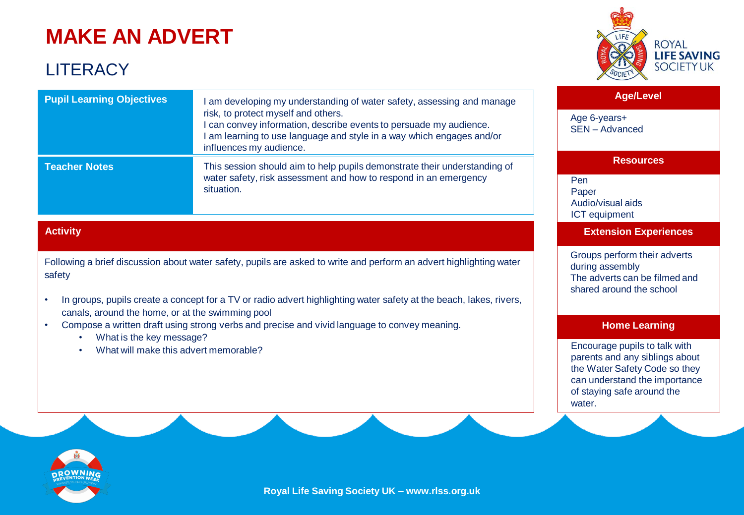# MAKE AN ADVERT

## LITERACY

| Pupil Learning Objectives | I am developing my understanding of water safety, assessing and manage risk, to protect myself and others.<br>I can convey information, describe events to persuade my audience.<br>I am learning to use language and style in a way which engages and/or influences my audience. |
|---|---|
| **Teacher Notes** | This session should aim to help pupils demonstrate their understanding of water safety, risk assessment and how to respond in an emergency situation. |

### Activity

Following a brief discussion about water safety, pupils are asked to write and perform an advert highlighting water safety

- In groups, pupils create a concept for a TV or radio advert highlighting water safety at the beach, lakes, rivers, canals, around the home, or at the swimming pool
- Compose a written draft using strong verbs and precise and vivid language to convey meaning.
  - What is the key message?
  - What will make this advert memorable?

### Age/Level

Age 6-years+
SEN – Advanced

### Resources

Pen
Paper
Audio/visual aids
ICT equipment

### Extension Experiences

Groups perform their adverts during assembly
The adverts can be filmed and shared around the school

### Home Learning

Encourage pupils to talk with parents and any siblings about the Water Safety Code so they can understand the importance of staying safe around the water.

**Royal Life Saving Society UK – www.rlss.org.uk**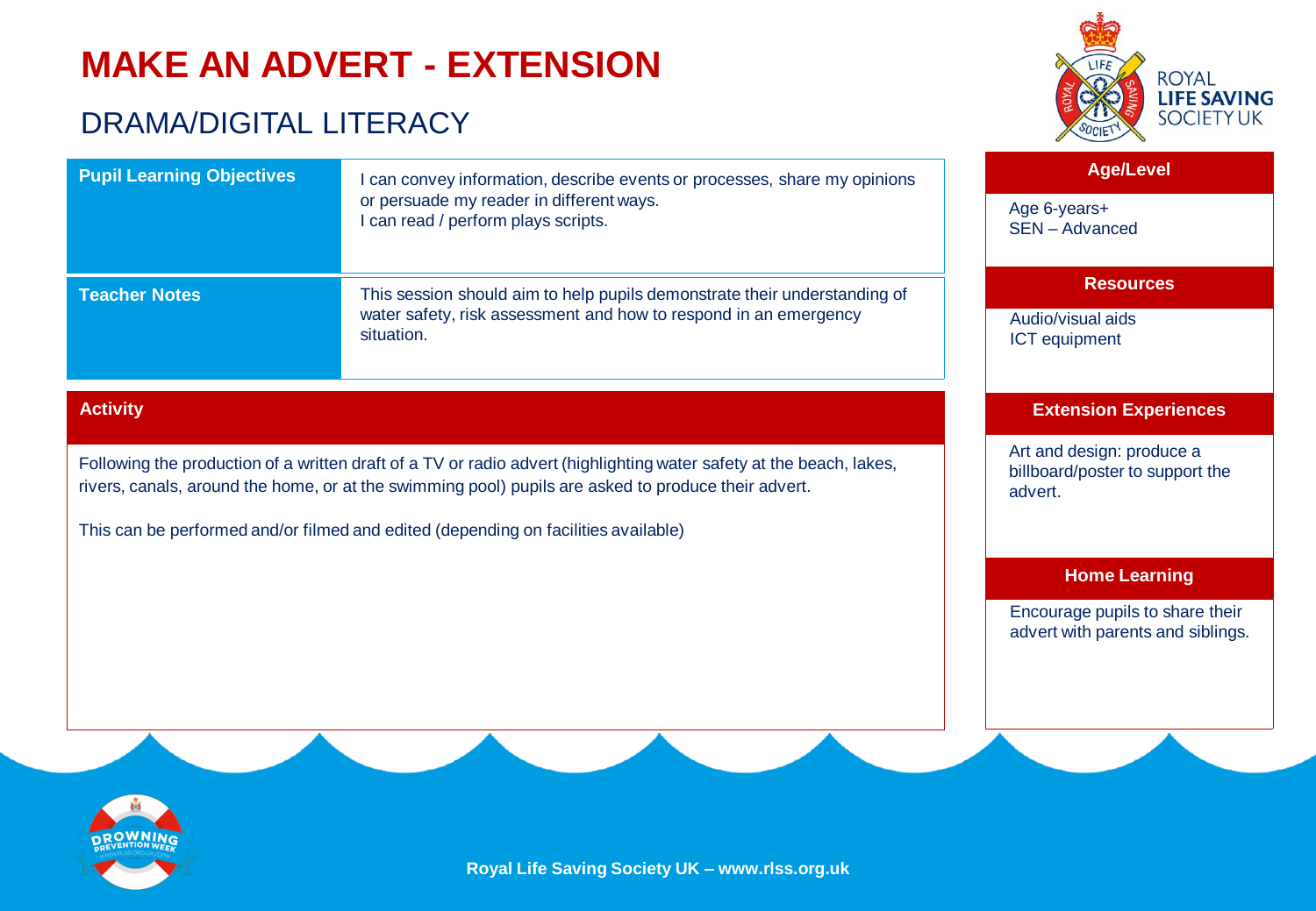# MAKE AN ADVERT - EXTENSION

## DRAMA/DIGITAL LITERACY

| | |
|---|---|
| **Pupil Learning Objectives** | I can convey information, describe events or processes, share my opinions or persuade my reader in different ways.<br>I can read / perform plays scripts. |
| **Teacher Notes** | This session should aim to help pupils demonstrate their understanding of water safety, risk assessment and how to respond in an emergency situation. |

### Activity

Following the production of a written draft of a TV or radio advert (highlighting water safety at the beach, lakes, rivers, canals, around the home, or at the swimming pool) pupils are asked to produce their advert.

This can be performed and/or filmed and edited (depending on facilities available)

### Age/Level

Age 6-years+
SEN – Advanced

### Resources

Audio/visual aids
ICT equipment

### Extension Experiences

Art and design: produce a billboard/poster to support the advert.

### Home Learning

Encourage pupils to share their advert with parents and siblings.

Royal Life Saving Society UK – www.rlss.org.uk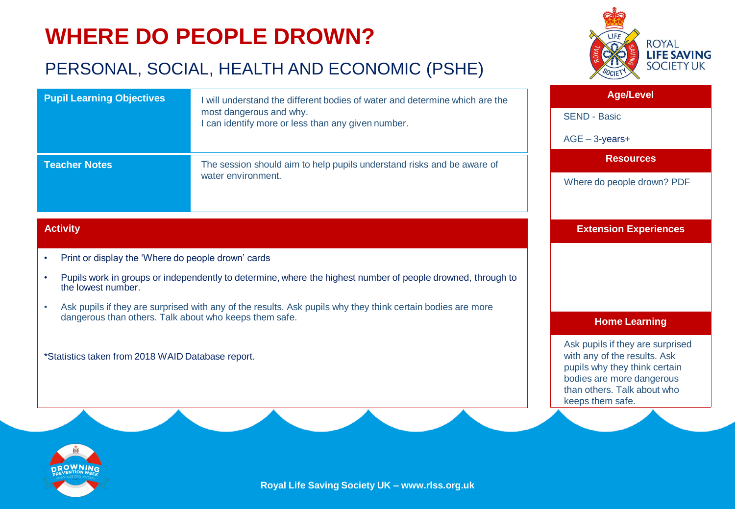# WHERE DO PEOPLE DROWN?

## PERSONAL, SOCIAL, HEALTH AND ECONOMIC (PSHE)

| **Pupil Learning Objectives** | I will understand the different bodies of water and determine which are the most dangerous and why.<br>I can identify more or less than any given number. |
|---|---|
| **Teacher Notes** | The session should aim to help pupils understand risks and be aware of water environment. |

### Activity

- Print or display the 'Where do people drown' cards
- Pupils work in groups or independently to determine, where the highest number of people drowned, through to the lowest number.
- Ask pupils if they are surprised with any of the results. Ask pupils why they think certain bodies are more dangerous than others. Talk about who keeps them safe.

*Statistics taken from 2018 WAID Database report.

### Age/Level

SEND - Basic

AGE – 3-years+

### Resources

Where do people drown? PDF

### Extension Experiences

### Home Learning

Ask pupils if they are surprised with any of the results. Ask pupils why they think certain bodies are more dangerous than others. Talk about who keeps them safe.

Royal Life Saving Society UK – www.rlss.org.uk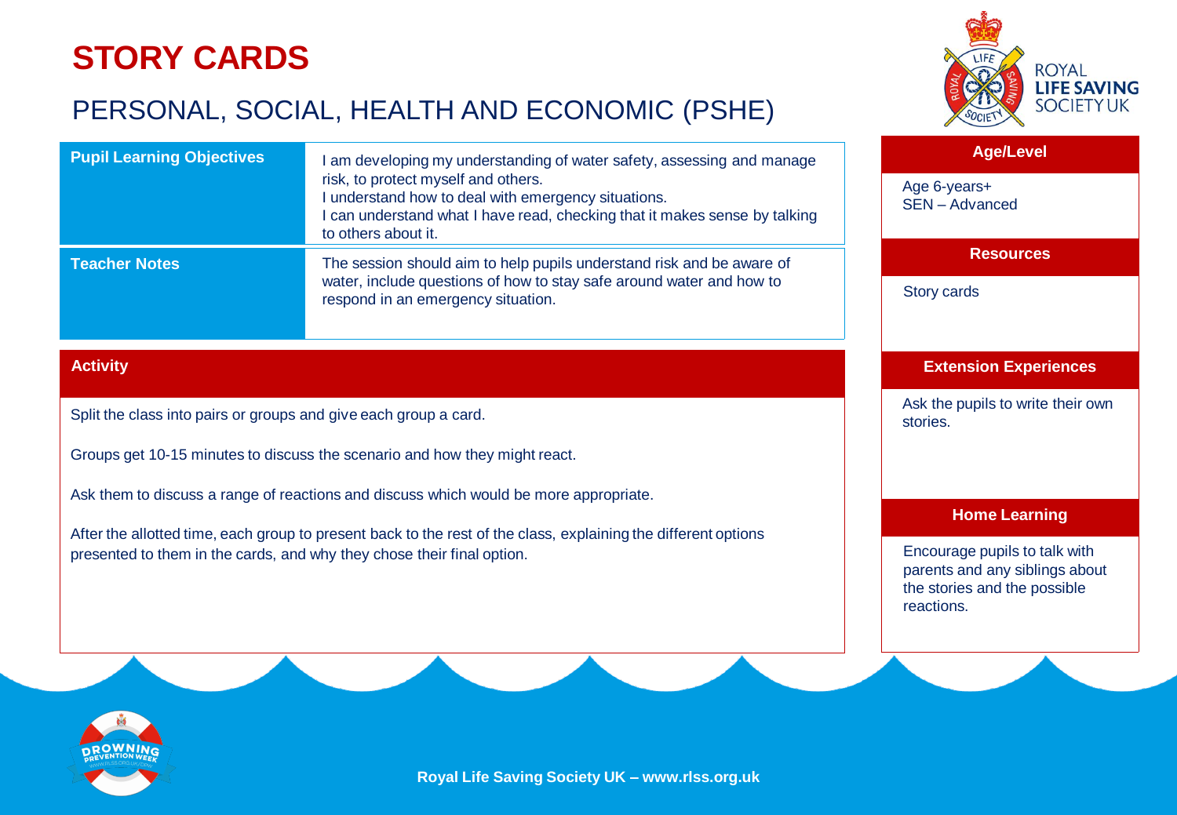# STORY CARDS

## PERSONAL, SOCIAL, HEALTH AND ECONOMIC (PSHE)

| **Pupil Learning Objectives** | I am developing my understanding of water safety, assessing and manage risk, to protect myself and others.<br>I understand how to deal with emergency situations.<br>I can understand what I have read, checking that it makes sense by talking to others about it. |
|---|---|
| **Teacher Notes** | The session should aim to help pupils understand risk and be aware of water, include questions of how to stay safe around water and how to respond in an emergency situation. |

### Activity

Split the class into pairs or groups and give each group a card.

Groups get 10-15 minutes to discuss the scenario and how they might react.

Ask them to discuss a range of reactions and discuss which would be more appropriate.

After the allotted time, each group to present back to the rest of the class, explaining the different options presented to them in the cards, and why they chose their final option.

### Age/Level

Age 6-years+
SEN – Advanced

### Resources

Story cards

### Extension Experiences

Ask the pupils to write their own stories.

### Home Learning

Encourage pupils to talk with parents and any siblings about the stories and the possible reactions.

Royal Life Saving Society UK – www.rlss.org.uk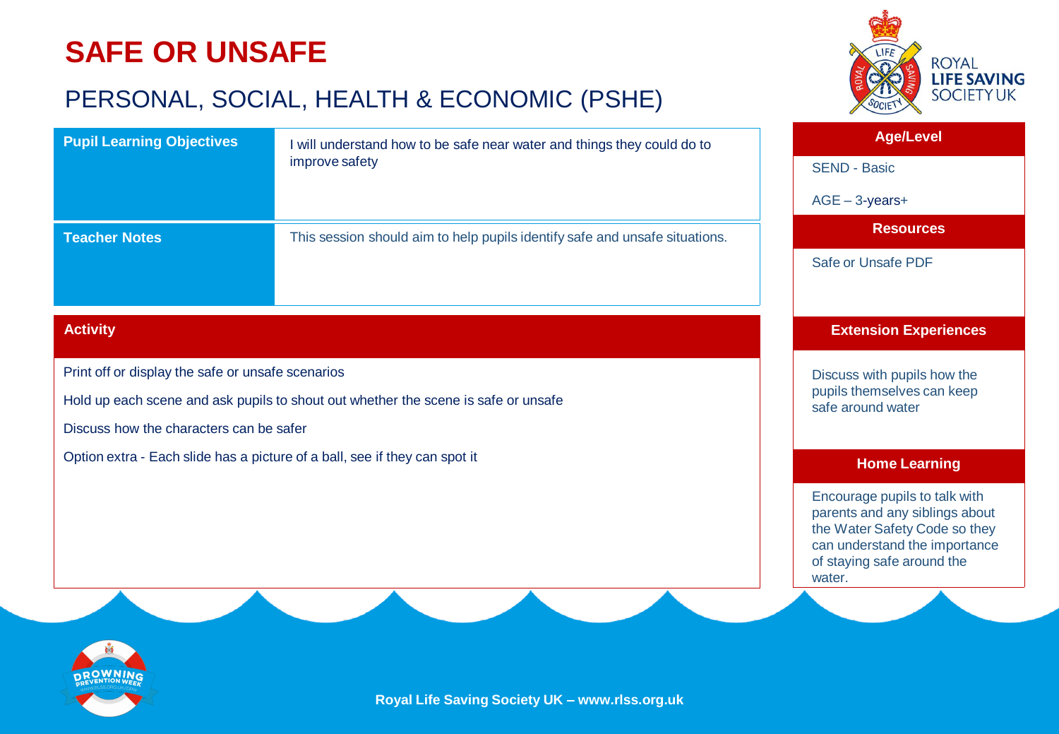# SAFE OR UNSAFE

## PERSONAL, SOCIAL, HEALTH & ECONOMIC (PSHE)

| **Pupil Learning Objectives** | I will understand how to be safe near water and things they could do to improve safety |
| --- | --- |
| **Teacher Notes** | This session should aim to help pupils identify safe and unsafe situations. |

### Activity

Print off or display the safe or unsafe scenarios

Hold up each scene and ask pupils to shout out whether the scene is safe or unsafe

Discuss how the characters can be safer

Option extra - Each slide has a picture of a ball, see if they can spot it

### Age/Level

SEND - Basic

AGE – 3-years+

### Resources

Safe or Unsafe PDF

### Extension Experiences

Discuss with pupils how the pupils themselves can keep safe around water

### Home Learning

Encourage pupils to talk with parents and any siblings about the Water Safety Code so they can understand the importance of staying safe around the water.

Royal Life Saving Society UK – www.rlss.org.uk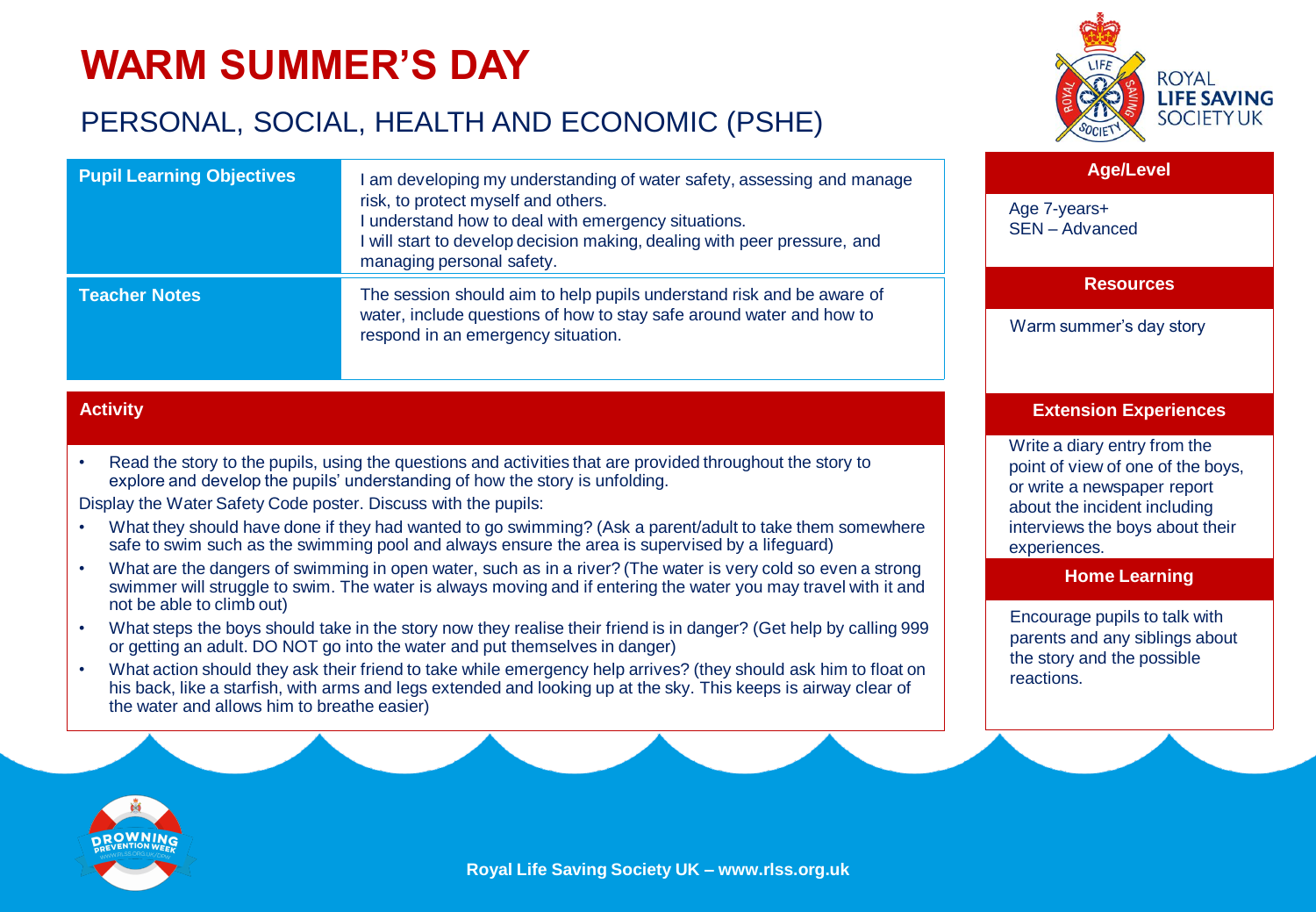# WARM SUMMER'S DAY

## PERSONAL, SOCIAL, HEALTH AND ECONOMIC (PSHE)

| | |
|---|---|
| **Pupil Learning Objectives** | I am developing my understanding of water safety, assessing and manage risk, to protect myself and others. I understand how to deal with emergency situations. I will start to develop decision making, dealing with peer pressure, and managing personal safety. |
| **Teacher Notes** | The session should aim to help pupils understand risk and be aware of water, include questions of how to stay safe around water and how to respond in an emergency situation. |

### Activity

- Read the story to the pupils, using the questions and activities that are provided throughout the story to explore and develop the pupils' understanding of how the story is unfolding.

Display the Water Safety Code poster. Discuss with the pupils:

- What they should have done if they had wanted to go swimming? (Ask a parent/adult to take them somewhere safe to swim such as the swimming pool and always ensure the area is supervised by a lifeguard)
- What are the dangers of swimming in open water, such as in a river? (The water is very cold so even a strong swimmer will struggle to swim. The water is always moving and if entering the water you may travel with it and not be able to climb out)
- What steps the boys should take in the story now they realise their friend is in danger? (Get help by calling 999 or getting an adult. DO NOT go into the water and put themselves in danger)
- What action should they ask their friend to take while emergency help arrives? (they should ask him to float on his back, like a starfish, with arms and legs extended and looking up at the sky. This keeps is airway clear of the water and allows him to breathe easier)

### Age/Level

Age 7-years+
SEN – Advanced

### Resources

Warm summer's day story

### Extension Experiences

Write a diary entry from the point of view of one of the boys, or write a newspaper report about the incident including interviews the boys about their experiences.

### Home Learning

Encourage pupils to talk with parents and any siblings about the story and the possible reactions.

Royal Life Saving Society UK – www.rlss.org.uk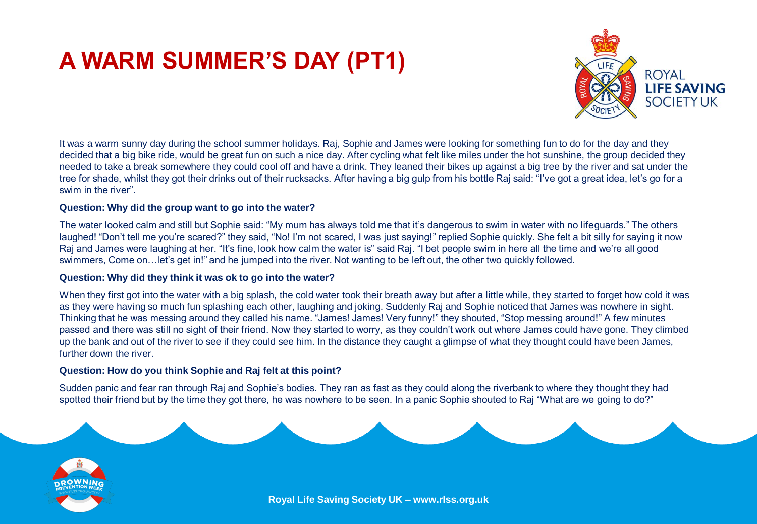# A WARM SUMMER'S DAY (PT1)

It was a warm sunny day during the school summer holidays. Raj, Sophie and James were looking for something fun to do for the day and they decided that a big bike ride, would be great fun on such a nice day. After cycling what felt like miles under the hot sunshine, the group decided they needed to take a break somewhere they could cool off and have a drink. They leaned their bikes up against a big tree by the river and sat under the tree for shade, whilst they got their drinks out of their rucksacks. After having a big gulp from his bottle Raj said: "I've got a great idea, let's go for a swim in the river".

**Question: Why did the group want to go into the water?**

The water looked calm and still but Sophie said: "My mum has always told me that it's dangerous to swim in water with no lifeguards." The others laughed! "Don't tell me you're scared?" they said, "No! I'm not scared, I was just saying!" replied Sophie quickly. She felt a bit silly for saying it now Raj and James were laughing at her. "It's fine, look how calm the water is" said Raj. "I bet people swim in here all the time and we're all good swimmers, Come on…let's get in!" and he jumped into the river. Not wanting to be left out, the other two quickly followed.

**Question: Why did they think it was ok to go into the water?**

When they first got into the water with a big splash, the cold water took their breath away but after a little while, they started to forget how cold it was as they were having so much fun splashing each other, laughing and joking. Suddenly Raj and Sophie noticed that James was nowhere in sight. Thinking that he was messing around they called his name. "James! James! Very funny!" they shouted, "Stop messing around!" A few minutes passed and there was still no sight of their friend. Now they started to worry, as they couldn't work out where James could have gone. They climbed up the bank and out of the river to see if they could see him. In the distance they caught a glimpse of what they thought could have been James, further down the river.

**Question: How do you think Sophie and Raj felt at this point?**

Sudden panic and fear ran through Raj and Sophie's bodies. They ran as fast as they could along the riverbank to where they thought they had spotted their friend but by the time they got there, he was nowhere to be seen. In a panic Sophie shouted to Raj "What are we going to do?"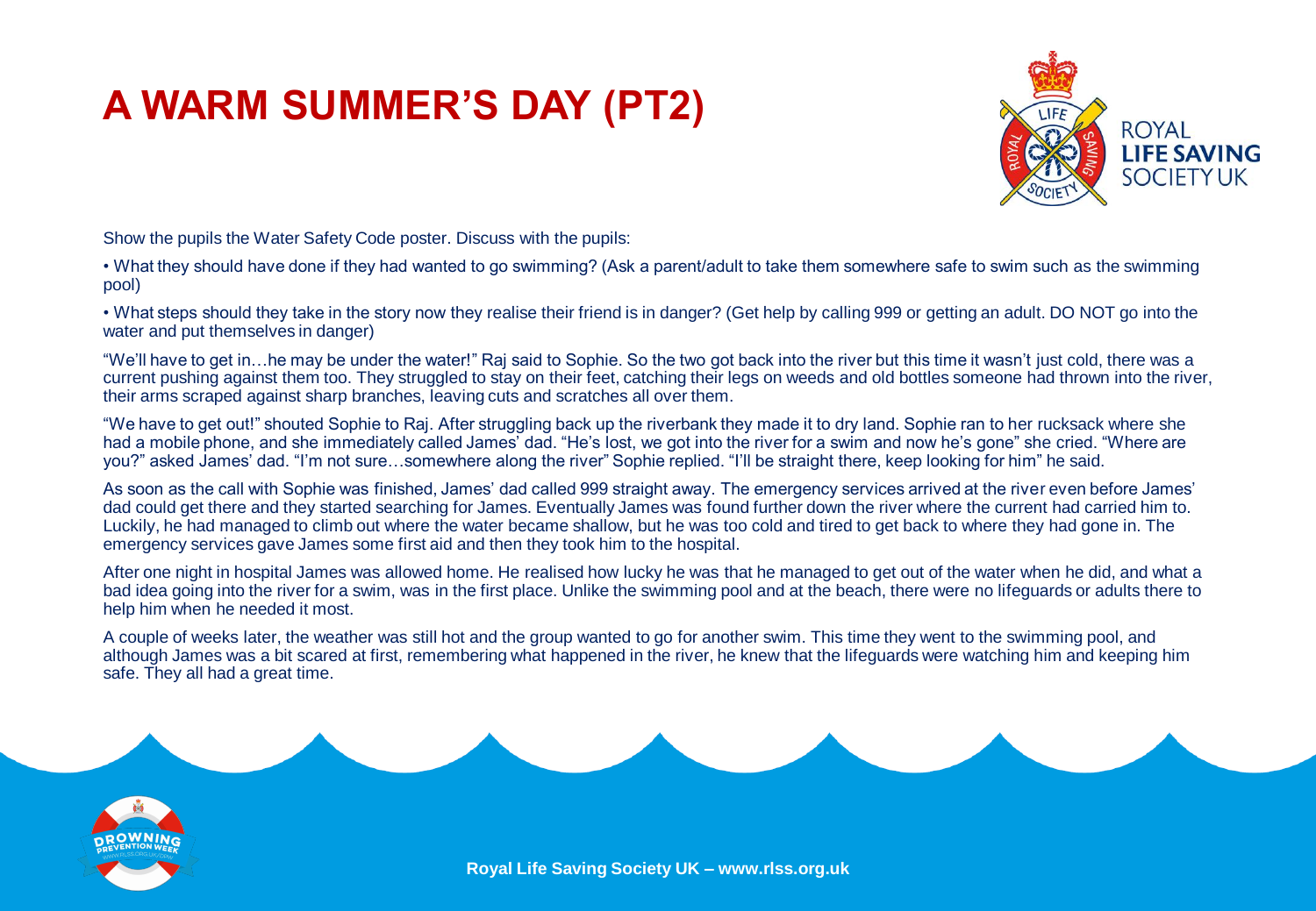# A WARM SUMMER'S DAY (PT2)

Show the pupils the Water Safety Code poster. Discuss with the pupils:

- What they should have done if they had wanted to go swimming? (Ask a parent/adult to take them somewhere safe to swim such as the swimming pool)
- What steps should they take in the story now they realise their friend is in danger? (Get help by calling 999 or getting an adult. DO NOT go into the water and put themselves in danger)

"We'll have to get in…he may be under the water!" Raj said to Sophie. So the two got back into the river but this time it wasn't just cold, there was a current pushing against them too. They struggled to stay on their feet, catching their legs on weeds and old bottles someone had thrown into the river, their arms scraped against sharp branches, leaving cuts and scratches all over them.

"We have to get out!" shouted Sophie to Raj. After struggling back up the riverbank they made it to dry land. Sophie ran to her rucksack where she had a mobile phone, and she immediately called James' dad. "He's lost, we got into the river for a swim and now he's gone" she cried. "Where are you?" asked James' dad. "I'm not sure…somewhere along the river" Sophie replied. "I'll be straight there, keep looking for him" he said.

As soon as the call with Sophie was finished, James' dad called 999 straight away. The emergency services arrived at the river even before James' dad could get there and they started searching for James. Eventually James was found further down the river where the current had carried him to. Luckily, he had managed to climb out where the water became shallow, but he was too cold and tired to get back to where they had gone in. The emergency services gave James some first aid and then they took him to the hospital.

After one night in hospital James was allowed home. He realised how lucky he was that he managed to get out of the water when he did, and what a bad idea going into the river for a swim, was in the first place. Unlike the swimming pool and at the beach, there were no lifeguards or adults there to help him when he needed it most.

A couple of weeks later, the weather was still hot and the group wanted to go for another swim. This time they went to the swimming pool, and although James was a bit scared at first, remembering what happened in the river, he knew that the lifeguards were watching him and keeping him safe. They all had a great time.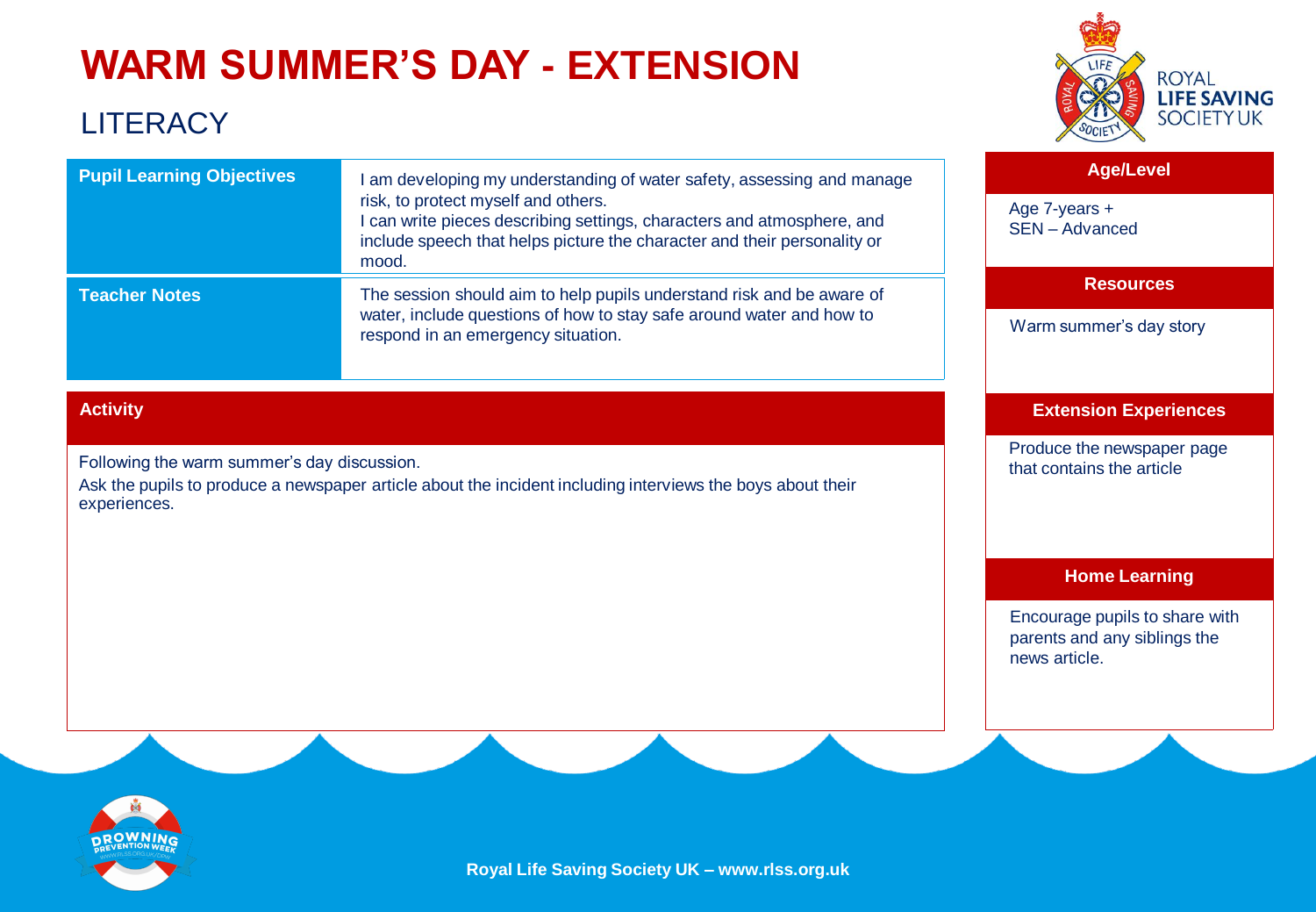# WARM SUMMER'S DAY - EXTENSION

## LITERACY

| Pupil Learning Objectives | I am developing my understanding of water safety, assessing and manage risk, to protect myself and others. I can write pieces describing settings, characters and atmosphere, and include speech that helps picture the character and their personality or mood. |
|---|---|
| **Teacher Notes** | The session should aim to help pupils understand risk and be aware of water, include questions of how to stay safe around water and how to respond in an emergency situation. |

### Activity

Following the warm summer's day discussion.

Ask the pupils to produce a newspaper article about the incident including interviews the boys about their experiences.

### Age/Level

Age 7-years +
SEN – Advanced

### Resources

Warm summer's day story

### Extension Experiences

Produce the newspaper page that contains the article

### Home Learning

Encourage pupils to share with parents and any siblings the news article.

Royal Life Saving Society UK – www.rlss.org.uk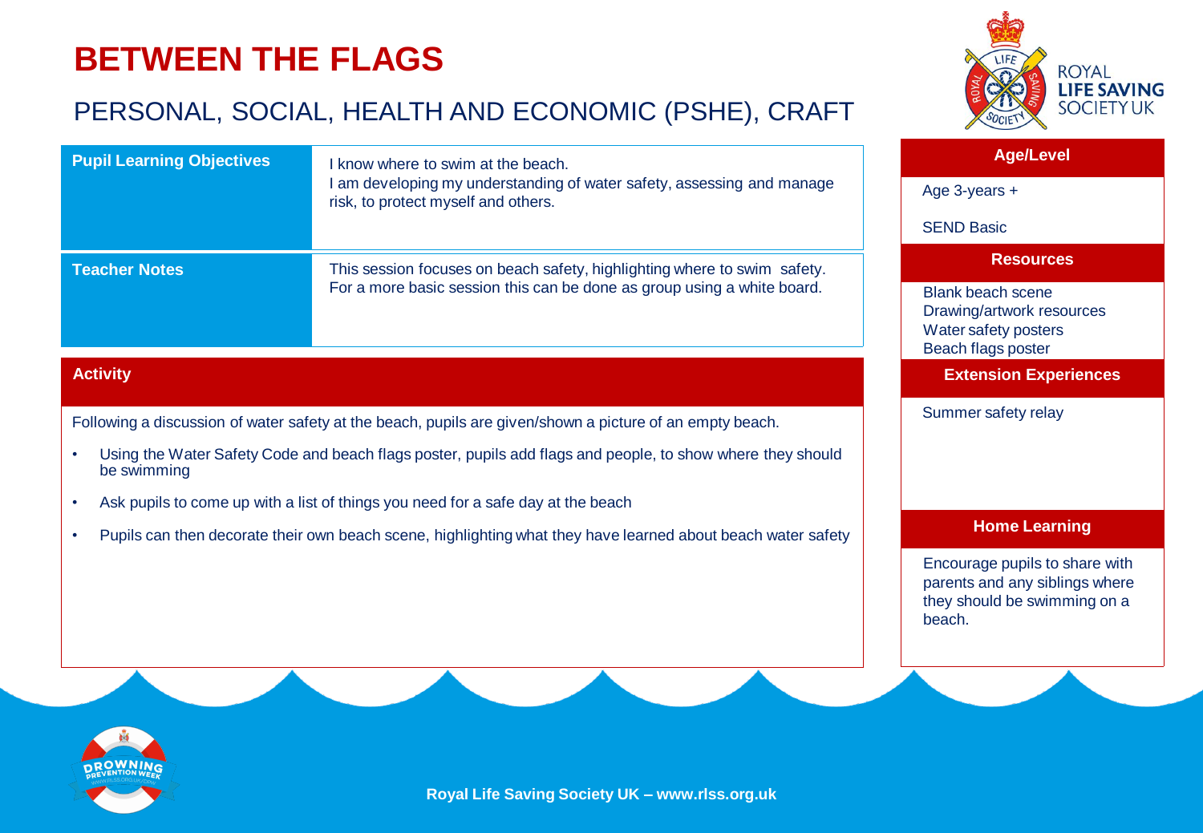# BETWEEN THE FLAGS

## PERSONAL, SOCIAL, HEALTH AND ECONOMIC (PSHE), CRAFT

| | |
|---|---|
| **Pupil Learning Objectives** | I know where to swim at the beach.<br>I am developing my understanding of water safety, assessing and manage risk, to protect myself and others. |
| **Teacher Notes** | This session focuses on beach safety, highlighting where to swim safety.<br>For a more basic session this can be done as group using a white board. |

### Activity

Following a discussion of water safety at the beach, pupils are given/shown a picture of an empty beach.

- Using the Water Safety Code and beach flags poster, pupils add flags and people, to show where they should be swimming
- Ask pupils to come up with a list of things you need for a safe day at the beach
- Pupils can then decorate their own beach scene, highlighting what they have learned about beach water safety

### Age/Level

Age 3-years +

SEND Basic

### Resources

Blank beach scene
Drawing/artwork resources
Water safety posters
Beach flags poster

### Extension Experiences

Summer safety relay

### Home Learning

Encourage pupils to share with parents and any siblings where they should be swimming on a beach.

Royal Life Saving Society UK – www.rlss.org.uk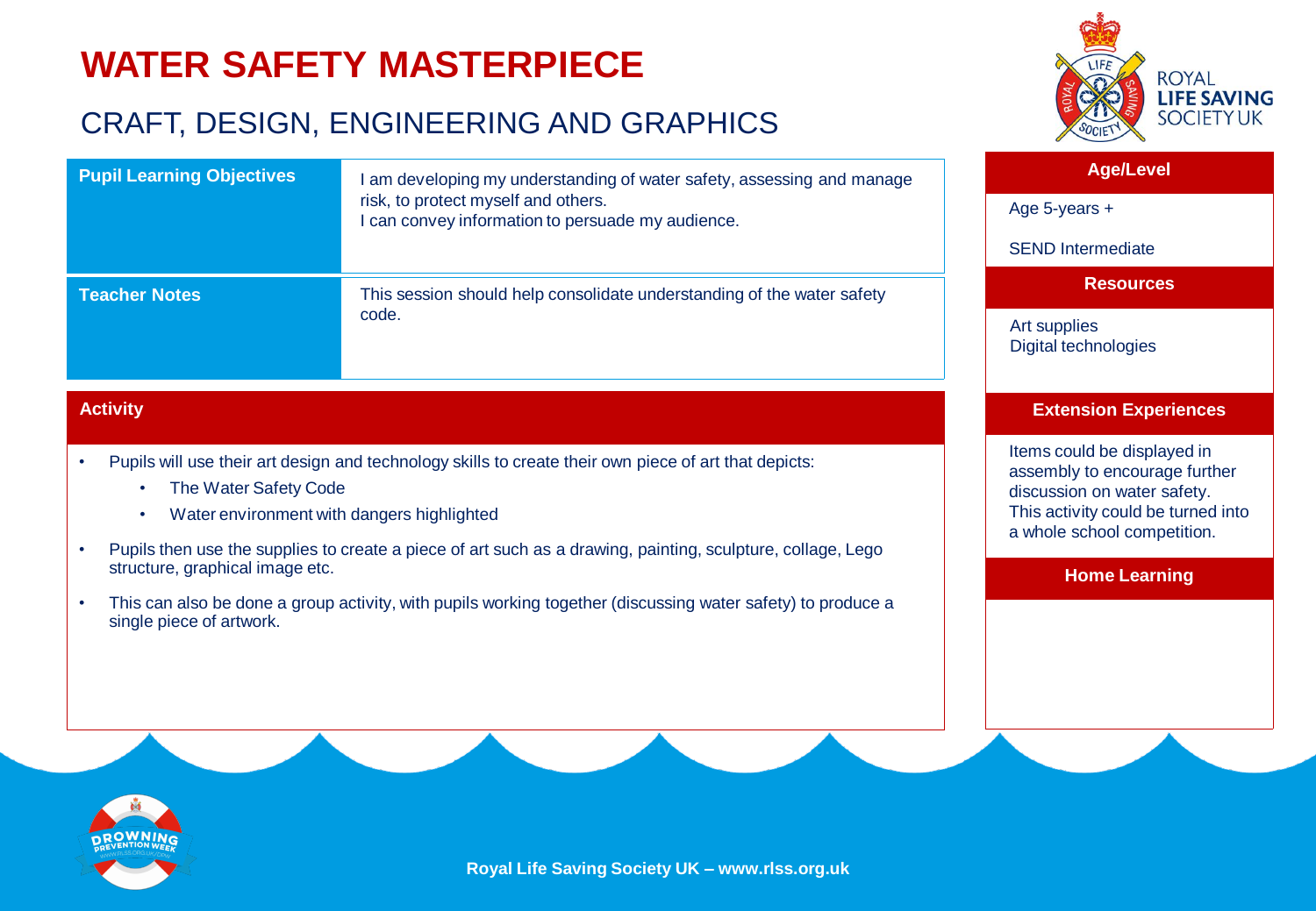# WATER SAFETY MASTERPIECE

## CRAFT, DESIGN, ENGINEERING AND GRAPHICS

| | |
|---|---|
| **Pupil Learning Objectives** | I am developing my understanding of water safety, assessing and manage risk, to protect myself and others. I can convey information to persuade my audience. |
| **Teacher Notes** | This session should help consolidate understanding of the water safety code. |

### Activity

- Pupils will use their art design and technology skills to create their own piece of art that depicts:
  - The Water Safety Code
  - Water environment with dangers highlighted
- Pupils then use the supplies to create a piece of art such as a drawing, painting, sculpture, collage, Lego structure, graphical image etc.
- This can also be done a group activity, with pupils working together (discussing water safety) to produce a single piece of artwork.

### Age/Level

Age 5-years +

SEND Intermediate

### Resources

Art supplies
Digital technologies

### Extension Experiences

Items could be displayed in assembly to encourage further discussion on water safety. This activity could be turned into a whole school competition.

### Home Learning

Royal Life Saving Society UK – www.rlss.org.uk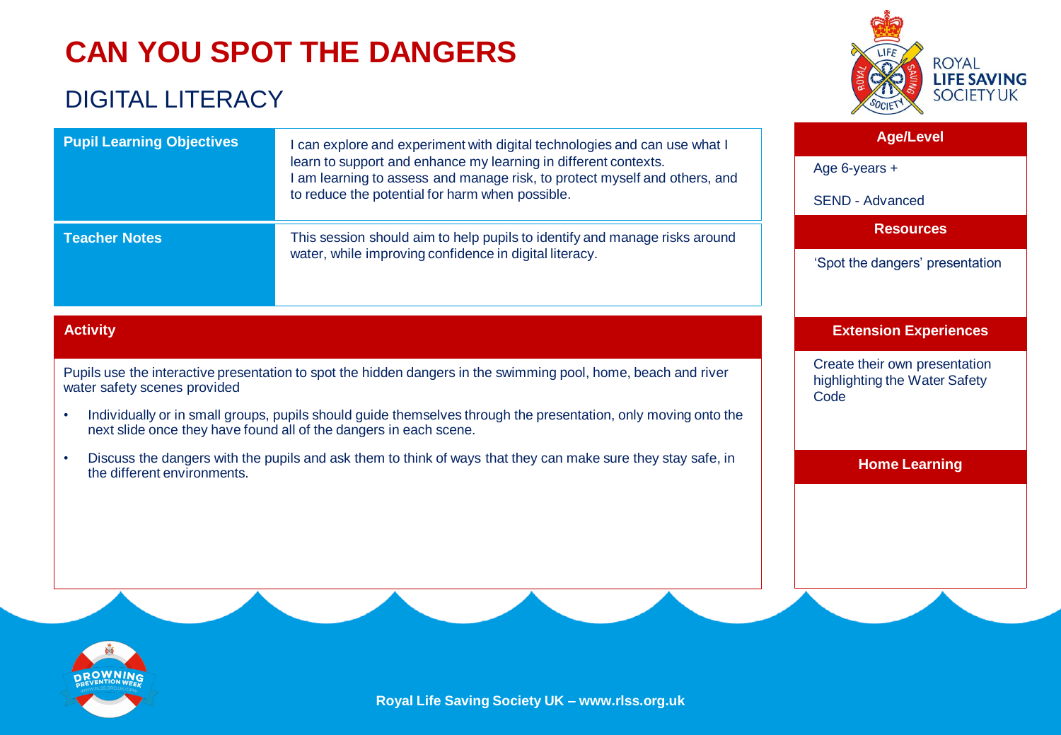# CAN YOU SPOT THE DANGERS

## DIGITAL LITERACY

| **Pupil Learning Objectives** | I can explore and experiment with digital technologies and can use what I learn to support and enhance my learning in different contexts. I am learning to assess and manage risk, to protect myself and others, and to reduce the potential for harm when possible. |
|---|---|
| **Teacher Notes** | This session should aim to help pupils to identify and manage risks around water, while improving confidence in digital literacy. |

### Activity

Pupils use the interactive presentation to spot the hidden dangers in the swimming pool, home, beach and river water safety scenes provided

- Individually or in small groups, pupils should guide themselves through the presentation, only moving onto the next slide once they have found all of the dangers in each scene.
- Discuss the dangers with the pupils and ask them to think of ways that they can make sure they stay safe, in the different environments.

### Age/Level

Age 6-years +

SEND - Advanced

### Resources

'Spot the dangers' presentation

### Extension Experiences

Create their own presentation highlighting the Water Safety Code

### Home Learning

Royal Life Saving Society UK – www.rlss.org.uk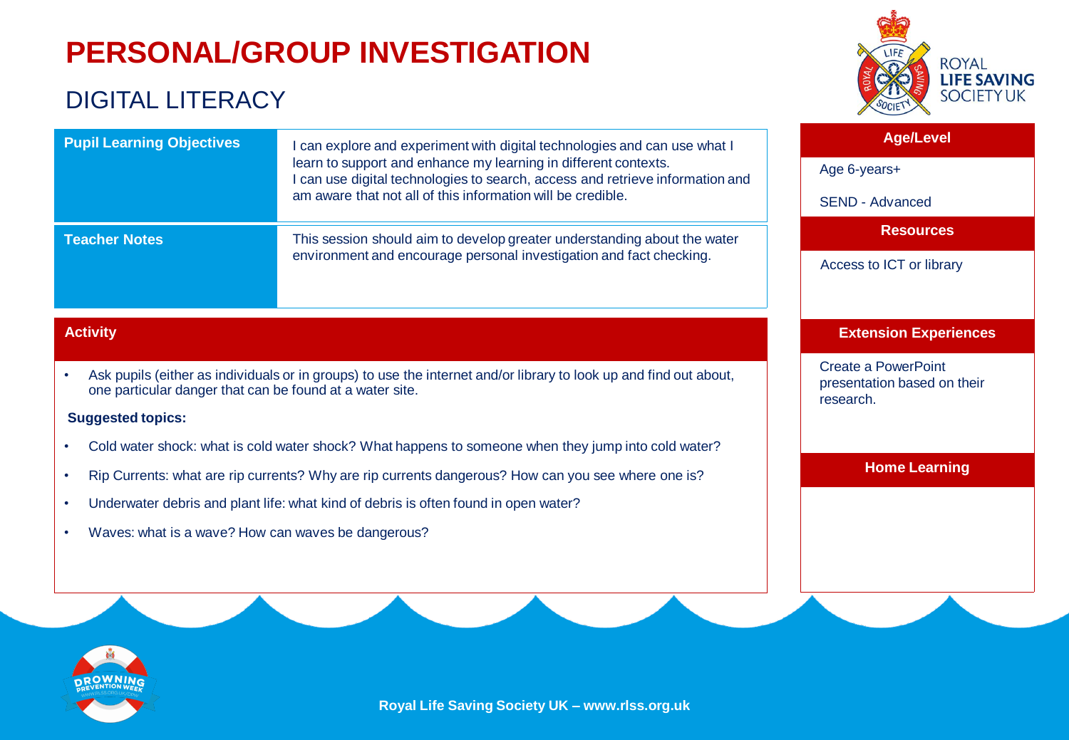# PERSONAL/GROUP INVESTIGATION

## DIGITAL LITERACY

| | |
|---|---|
| **Pupil Learning Objectives** | I can explore and experiment with digital technologies and can use what I learn to support and enhance my learning in different contexts. I can use digital technologies to search, access and retrieve information and am aware that not all of this information will be credible. |
| **Teacher Notes** | This session should aim to develop greater understanding about the water environment and encourage personal investigation and fact checking. |

### Activity

- Ask pupils (either as individuals or in groups) to use the internet and/or library to look up and find out about, one particular danger that can be found at a water site.

**Suggested topics:**

- Cold water shock: what is cold water shock? What happens to someone when they jump into cold water?
- Rip Currents: what are rip currents? Why are rip currents dangerous? How can you see where one is?
- Underwater debris and plant life: what kind of debris is often found in open water?
- Waves: what is a wave? How can waves be dangerous?

### Age/Level

Age 6-years+

SEND - Advanced

### Resources

Access to ICT or library

### Extension Experiences

Create a PowerPoint presentation based on their research.

### Home Learning

**Royal Life Saving Society UK – www.rlss.org.uk**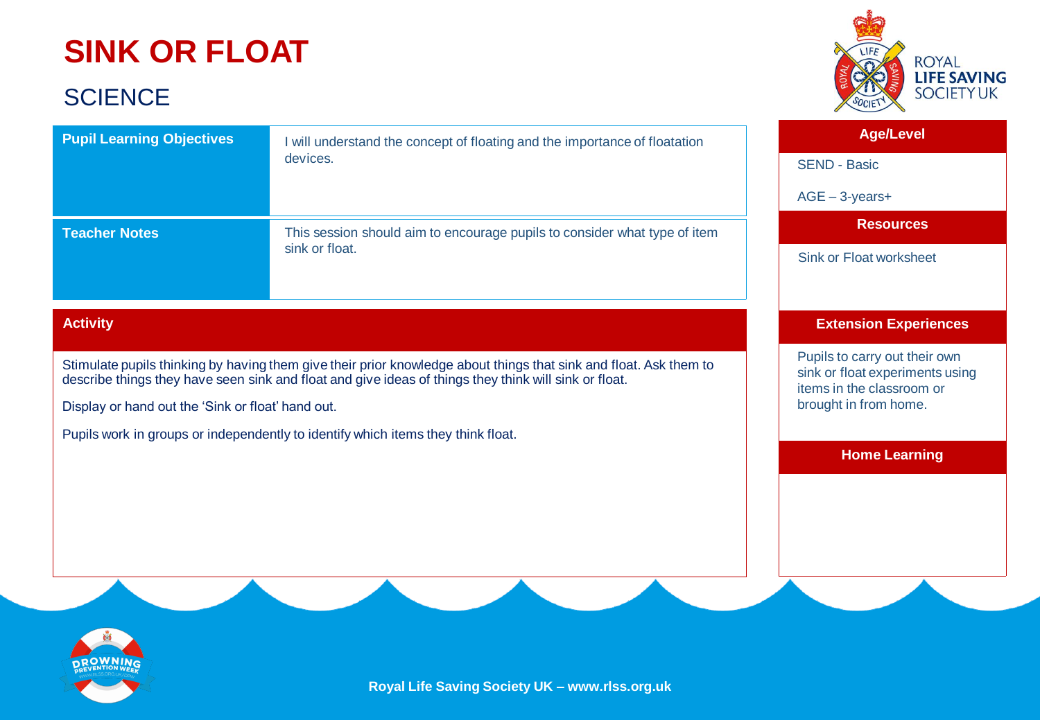# SINK OR FLOAT

## SCIENCE

| | |
|---|---|
| **Pupil Learning Objectives** | I will understand the concept of floating and the importance of floatation devices. |
| **Teacher Notes** | This session should aim to encourage pupils to consider what type of item sink or float. |

### Activity

Stimulate pupils thinking by having them give their prior knowledge about things that sink and float. Ask them to describe things they have seen sink and float and give ideas of things they think will sink or float.

Display or hand out the 'Sink or float' hand out.

Pupils work in groups or independently to identify which items they think float.

### Age/Level

SEND - Basic

AGE – 3-years+

### Resources

Sink or Float worksheet

### Extension Experiences

Pupils to carry out their own sink or float experiments using items in the classroom or brought in from home.

### Home Learning

Royal Life Saving Society UK – www.rlss.org.uk